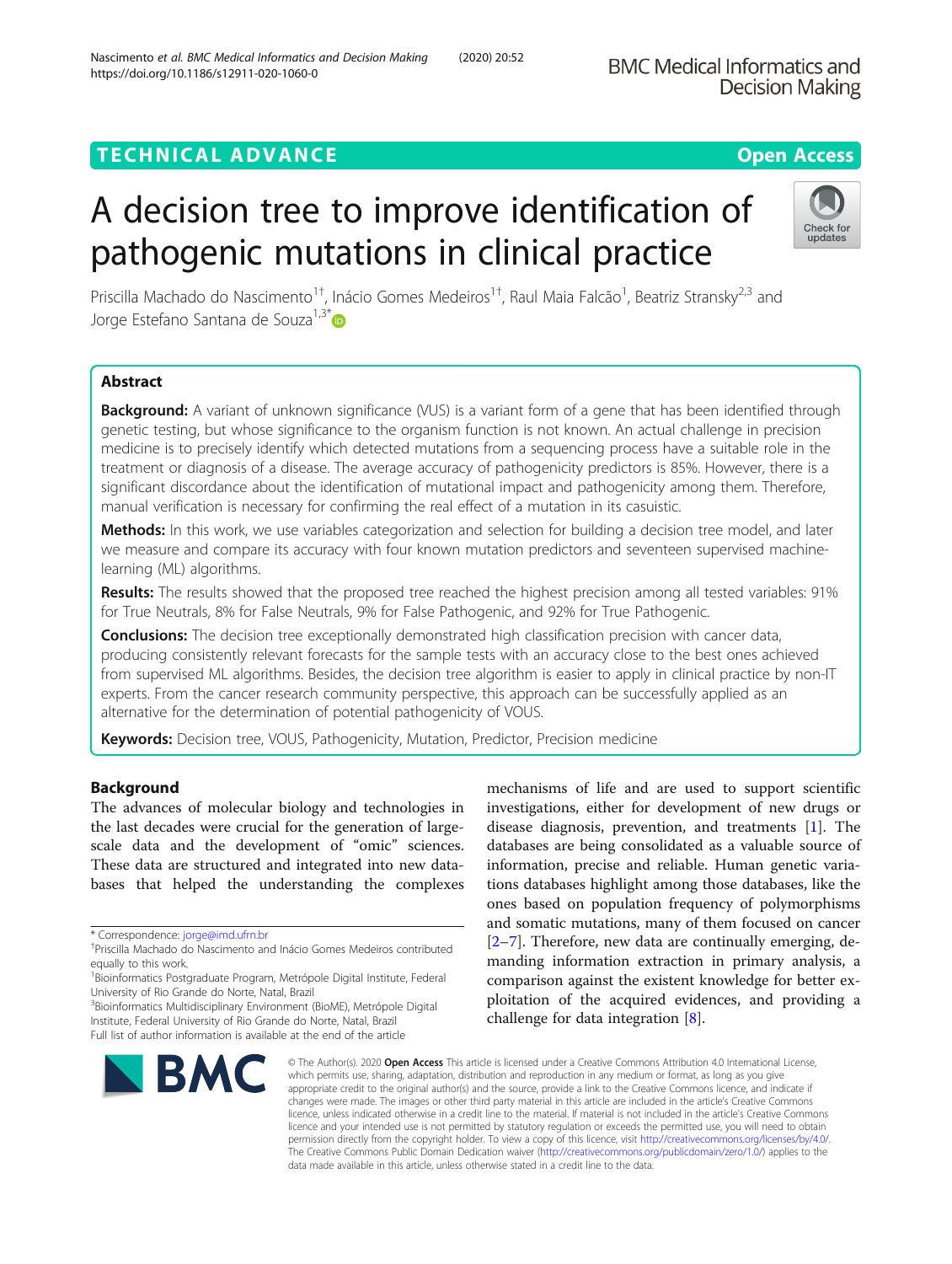TECHNICAL ADVANCE Open Access

# A decision tree to improve identification of pathogenic mutations in clinical practice

Priscilla Machado do Nascimento[1†], Inácio Gomes Medeiros[1†], Raul Maia Falcão[1], Beatriz Stransky[2,3] and Jorge Estefano Santana de Souza[1,3*]

## Abstract

**Background:** A variant of unknown significance (VUS) is a variant form of a gene that has been identified through genetic testing, but whose significance to the organism function is not known. An actual challenge in precision medicine is to precisely identify which detected mutations from a sequencing process have a suitable role in the treatment or diagnosis of a disease. The average accuracy of pathogenicity predictors is 85%. However, there is a significant discordance about the identification of mutational impact and pathogenicity among them. Therefore, manual verification is necessary for confirming the real effect of a mutation in its casuistic.

**Methods:** In this work, we use variables categorization and selection for building a decision tree model, and later we measure and compare its accuracy with four known mutation predictors and seventeen supervised machine-learning (ML) algorithms.

**Results:** The results showed that the proposed tree reached the highest precision among all tested variables: 91% for True Neutrals, 8% for False Neutrals, 9% for False Pathogenic, and 92% for True Pathogenic.

**Conclusions:** The decision tree exceptionally demonstrated high classification precision with cancer data, producing consistently relevant forecasts for the sample tests with an accuracy close to the best ones achieved from supervised ML algorithms. Besides, the decision tree algorithm is easier to apply in clinical practice by non-IT experts. From the cancer research community perspective, this approach can be successfully applied as an alternative for the determination of potential pathogenicity of VOUS.

**Keywords:** Decision tree, VOUS, Pathogenicity, Mutation, Predictor, Precision medicine

## Background

The advances of molecular biology and technologies in the last decades were crucial for the generation of large-scale data and the development of "omic" sciences. These data are structured and integrated into new databases that helped the understanding the complexes mechanisms of life and are used to support scientific investigations, either for development of new drugs or disease diagnosis, prevention, and treatments [1]. The databases are being consolidated as a valuable source of information, precise and reliable. Human genetic variations databases highlight among those databases, like the ones based on population frequency of polymorphisms and somatic mutations, many of them focused on cancer [2–7]. Therefore, new data are continually emerging, demanding information extraction in primary analysis, a comparison against the existent knowledge for better exploitation of the acquired evidences, and providing a challenge for data integration [8].

* Correspondence: jorge@imd.ufrn.br

†Priscilla Machado do Nascimento and Inácio Gomes Medeiros contributed equally to this work.

[1]Bioinformatics Postgraduate Program, Metrópole Digital Institute, Federal University of Rio Grande do Norte, Natal, Brazil

[3]Bioinformatics Multidisciplinary Environment (BioME), Metrópole Digital Institute, Federal University of Rio Grande do Norte, Natal, Brazil

Full list of author information is available at the end of the article

© The Author(s). 2020 **Open Access** This article is licensed under a Creative Commons Attribution 4.0 International License, which permits use, sharing, adaptation, distribution and reproduction in any medium or format, as long as you give appropriate credit to the original author(s) and the source, provide a link to the Creative Commons licence, and indicate if changes were made. The images or other third party material in this article are included in the article's Creative Commons licence, unless indicated otherwise in a credit line to the material. If material is not included in the article's Creative Commons licence and your intended use is not permitted by statutory regulation or exceeds the permitted use, you will need to obtain permission directly from the copyright holder. To view a copy of this licence, visit http://creativecommons.org/licenses/by/4.0/. The Creative Commons Public Domain Dedication waiver (http://creativecommons.org/publicdomain/zero/1.0/) applies to the data made available in this article, unless otherwise stated in a credit line to the data.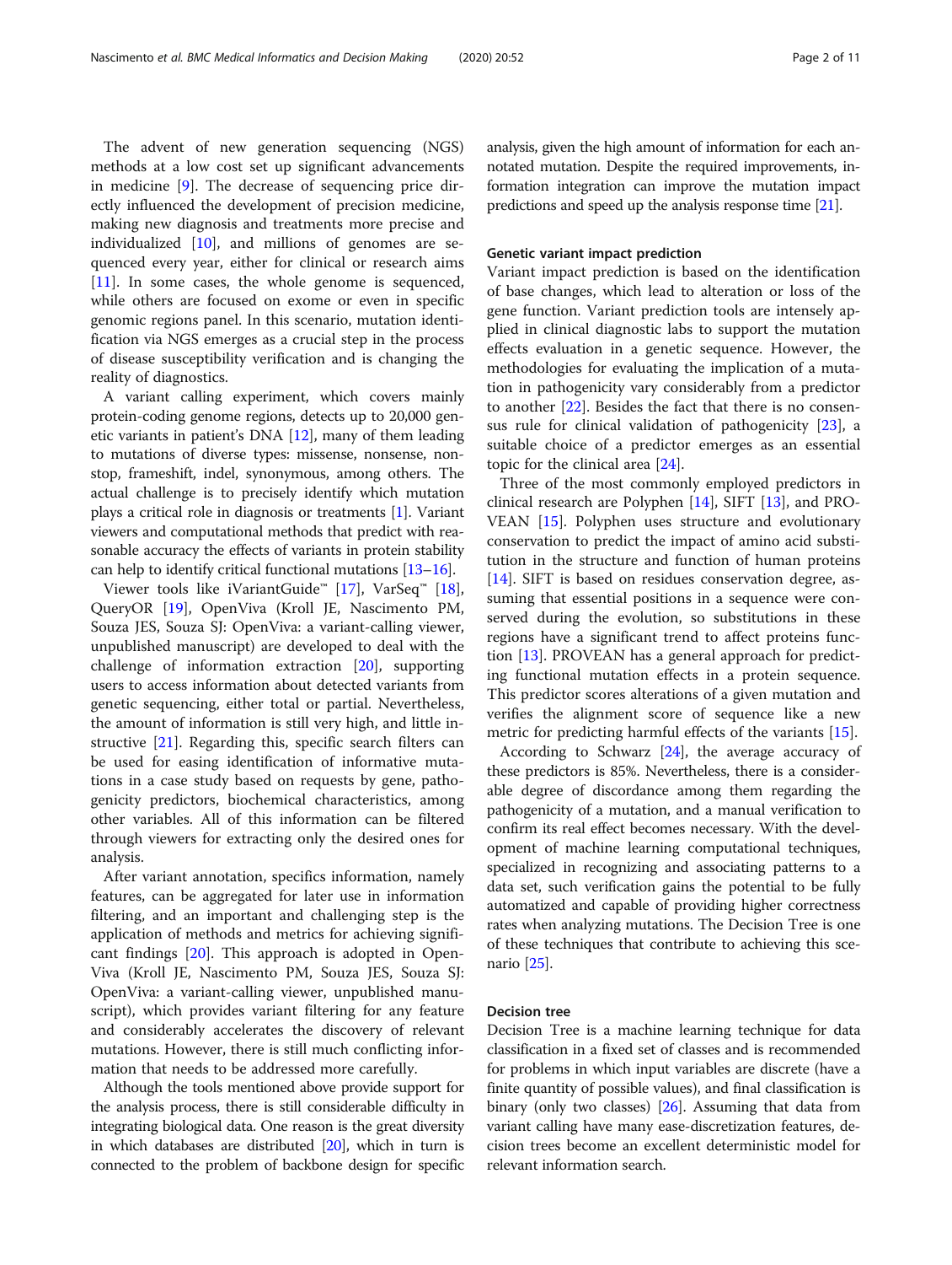The advent of new generation sequencing (NGS) methods at a low cost set up significant advancements in medicine [9]. The decrease of sequencing price directly influenced the development of precision medicine, making new diagnosis and treatments more precise and individualized [10], and millions of genomes are sequenced every year, either for clinical or research aims [11]. In some cases, the whole genome is sequenced, while others are focused on exome or even in specific genomic regions panel. In this scenario, mutation identification via NGS emerges as a crucial step in the process of disease susceptibility verification and is changing the reality of diagnostics.

A variant calling experiment, which covers mainly protein-coding genome regions, detects up to 20,000 genetic variants in patient's DNA [12], many of them leading to mutations of diverse types: missense, nonsense, nonstop, frameshift, indel, synonymous, among others. The actual challenge is to precisely identify which mutation plays a critical role in diagnosis or treatments [1]. Variant viewers and computational methods that predict with reasonable accuracy the effects of variants in protein stability can help to identify critical functional mutations [13–16].

Viewer tools like iVariantGuide™ [17], VarSeq™ [18], QueryOR [19], OpenViva (Kroll JE, Nascimento PM, Souza JES, Souza SJ: OpenViva: a variant-calling viewer, unpublished manuscript) are developed to deal with the challenge of information extraction [20], supporting users to access information about detected variants from genetic sequencing, either total or partial. Nevertheless, the amount of information is still very high, and little instructive [21]. Regarding this, specific search filters can be used for easing identification of informative mutations in a case study based on requests by gene, pathogenicity predictors, biochemical characteristics, among other variables. All of this information can be filtered through viewers for extracting only the desired ones for analysis.

After variant annotation, specifics information, namely features, can be aggregated for later use in information filtering, and an important and challenging step is the application of methods and metrics for achieving significant findings [20]. This approach is adopted in OpenViva (Kroll JE, Nascimento PM, Souza JES, Souza SJ: OpenViva: a variant-calling viewer, unpublished manuscript), which provides variant filtering for any feature and considerably accelerates the discovery of relevant mutations. However, there is still much conflicting information that needs to be addressed more carefully.

Although the tools mentioned above provide support for the analysis process, there is still considerable difficulty in integrating biological data. One reason is the great diversity in which databases are distributed [20], which in turn is connected to the problem of backbone design for specific analysis, given the high amount of information for each annotated mutation. Despite the required improvements, information integration can improve the mutation impact predictions and speed up the analysis response time [21].

### Genetic variant impact prediction

Variant impact prediction is based on the identification of base changes, which lead to alteration or loss of the gene function. Variant prediction tools are intensely applied in clinical diagnostic labs to support the mutation effects evaluation in a genetic sequence. However, the methodologies for evaluating the implication of a mutation in pathogenicity vary considerably from a predictor to another [22]. Besides the fact that there is no consensus rule for clinical validation of pathogenicity [23], a suitable choice of a predictor emerges as an essential topic for the clinical area [24].

Three of the most commonly employed predictors in clinical research are Polyphen [14], SIFT [13], and PROVEAN [15]. Polyphen uses structure and evolutionary conservation to predict the impact of amino acid substitution in the structure and function of human proteins [14]. SIFT is based on residues conservation degree, assuming that essential positions in a sequence were conserved during the evolution, so substitutions in these regions have a significant trend to affect proteins function [13]. PROVEAN has a general approach for predicting functional mutation effects in a protein sequence. This predictor scores alterations of a given mutation and verifies the alignment score of sequence like a new metric for predicting harmful effects of the variants [15].

According to Schwarz [24], the average accuracy of these predictors is 85%. Nevertheless, there is a considerable degree of discordance among them regarding the pathogenicity of a mutation, and a manual verification to confirm its real effect becomes necessary. With the development of machine learning computational techniques, specialized in recognizing and associating patterns to a data set, such verification gains the potential to be fully automatized and capable of providing higher correctness rates when analyzing mutations. The Decision Tree is one of these techniques that contribute to achieving this scenario [25].

### Decision tree

Decision Tree is a machine learning technique for data classification in a fixed set of classes and is recommended for problems in which input variables are discrete (have a finite quantity of possible values), and final classification is binary (only two classes) [26]. Assuming that data from variant calling have many ease-discretization features, decision trees become an excellent deterministic model for relevant information search.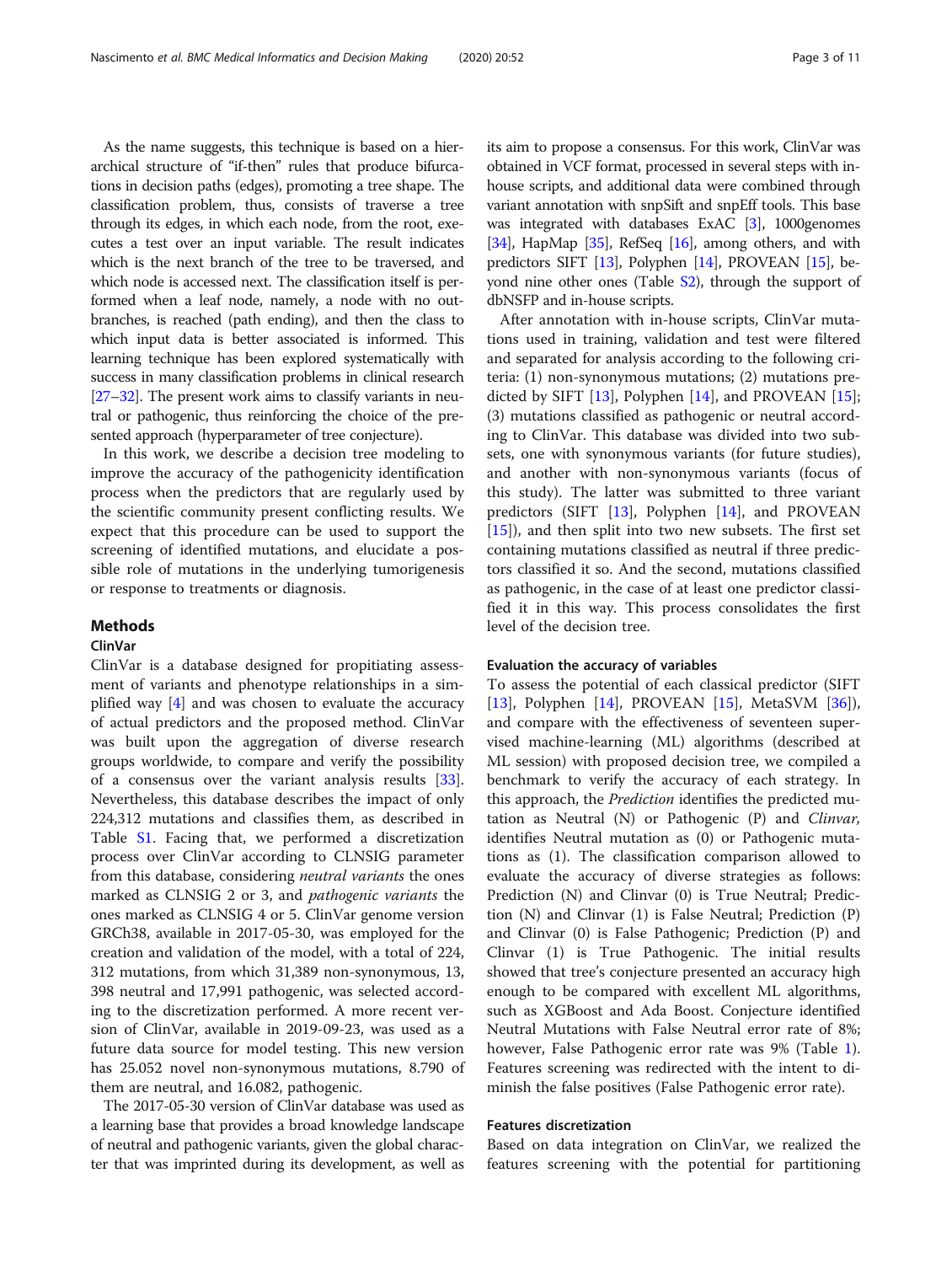As the name suggests, this technique is based on a hierarchical structure of "if-then" rules that produce bifurcations in decision paths (edges), promoting a tree shape. The classification problem, thus, consists of traverse a tree through its edges, in which each node, from the root, executes a test over an input variable. The result indicates which is the next branch of the tree to be traversed, and which node is accessed next. The classification itself is performed when a leaf node, namely, a node with no outbranches, is reached (path ending), and then the class to which input data is better associated is informed. This learning technique has been explored systematically with success in many classification problems in clinical research [27–32]. The present work aims to classify variants in neutral or pathogenic, thus reinforcing the choice of the presented approach (hyperparameter of tree conjecture).

In this work, we describe a decision tree modeling to improve the accuracy of the pathogenicity identification process when the predictors that are regularly used by the scientific community present conflicting results. We expect that this procedure can be used to support the screening of identified mutations, and elucidate a possible role of mutations in the underlying tumorigenesis or response to treatments or diagnosis.

## Methods

### ClinVar

ClinVar is a database designed for propitiating assessment of variants and phenotype relationships in a simplified way [4] and was chosen to evaluate the accuracy of actual predictors and the proposed method. ClinVar was built upon the aggregation of diverse research groups worldwide, to compare and verify the possibility of a consensus over the variant analysis results [33]. Nevertheless, this database describes the impact of only 224,312 mutations and classifies them, as described in Table S1. Facing that, we performed a discretization process over ClinVar according to CLNSIG parameter from this database, considering *neutral variants* the ones marked as CLNSIG 2 or 3, and *pathogenic variants* the ones marked as CLNSIG 4 or 5. ClinVar genome version GRCh38, available in 2017-05-30, was employed for the creation and validation of the model, with a total of 224, 312 mutations, from which 31,389 non-synonymous, 13, 398 neutral and 17,991 pathogenic, was selected according to the discretization performed. A more recent version of ClinVar, available in 2019-09-23, was used as a future data source for model testing. This new version has 25.052 novel non-synonymous mutations, 8.790 of them are neutral, and 16.082, pathogenic.

The 2017-05-30 version of ClinVar database was used as a learning base that provides a broad knowledge landscape of neutral and pathogenic variants, given the global character that was imprinted during its development, as well as its aim to propose a consensus. For this work, ClinVar was obtained in VCF format, processed in several steps with in-house scripts, and additional data were combined through variant annotation with snpSift and snpEff tools. This base was integrated with databases ExAC [3], 1000genomes [34], HapMap [35], RefSeq [16], among others, and with predictors SIFT [13], Polyphen [14], PROVEAN [15], beyond nine other ones (Table S2), through the support of dbNSFP and in-house scripts.

After annotation with in-house scripts, ClinVar mutations used in training, validation and test were filtered and separated for analysis according to the following criteria: (1) non-synonymous mutations; (2) mutations predicted by SIFT [13], Polyphen [14], and PROVEAN [15]; (3) mutations classified as pathogenic or neutral according to ClinVar. This database was divided into two subsets, one with synonymous variants (for future studies), and another with non-synonymous variants (focus of this study). The latter was submitted to three variant predictors (SIFT [13], Polyphen [14], and PROVEAN [15]), and then split into two new subsets. The first set containing mutations classified as neutral if three predictors classified it so. And the second, mutations classified as pathogenic, in the case of at least one predictor classified it in this way. This process consolidates the first level of the decision tree.

### Evaluation the accuracy of variables

To assess the potential of each classical predictor (SIFT [13], Polyphen [14], PROVEAN [15], MetaSVM [36]), and compare with the effectiveness of seventeen supervised machine-learning (ML) algorithms (described at ML session) with proposed decision tree, we compiled a benchmark to verify the accuracy of each strategy. In this approach, the *Prediction* identifies the predicted mutation as Neutral (N) or Pathogenic (P) and *Clinvar,* identifies Neutral mutation as (0) or Pathogenic mutations as (1). The classification comparison allowed to evaluate the accuracy of diverse strategies as follows: Prediction (N) and Clinvar (0) is True Neutral; Prediction (N) and Clinvar (1) is False Neutral; Prediction (P) and Clinvar (0) is False Pathogenic; Prediction (P) and Clinvar (1) is True Pathogenic. The initial results showed that tree's conjecture presented an accuracy high enough to be compared with excellent ML algorithms, such as XGBoost and Ada Boost. Conjecture identified Neutral Mutations with False Neutral error rate of 8%; however, False Pathogenic error rate was 9% (Table 1). Features screening was redirected with the intent to diminish the false positives (False Pathogenic error rate).

### Features discretization

Based on data integration on ClinVar, we realized the features screening with the potential for partitioning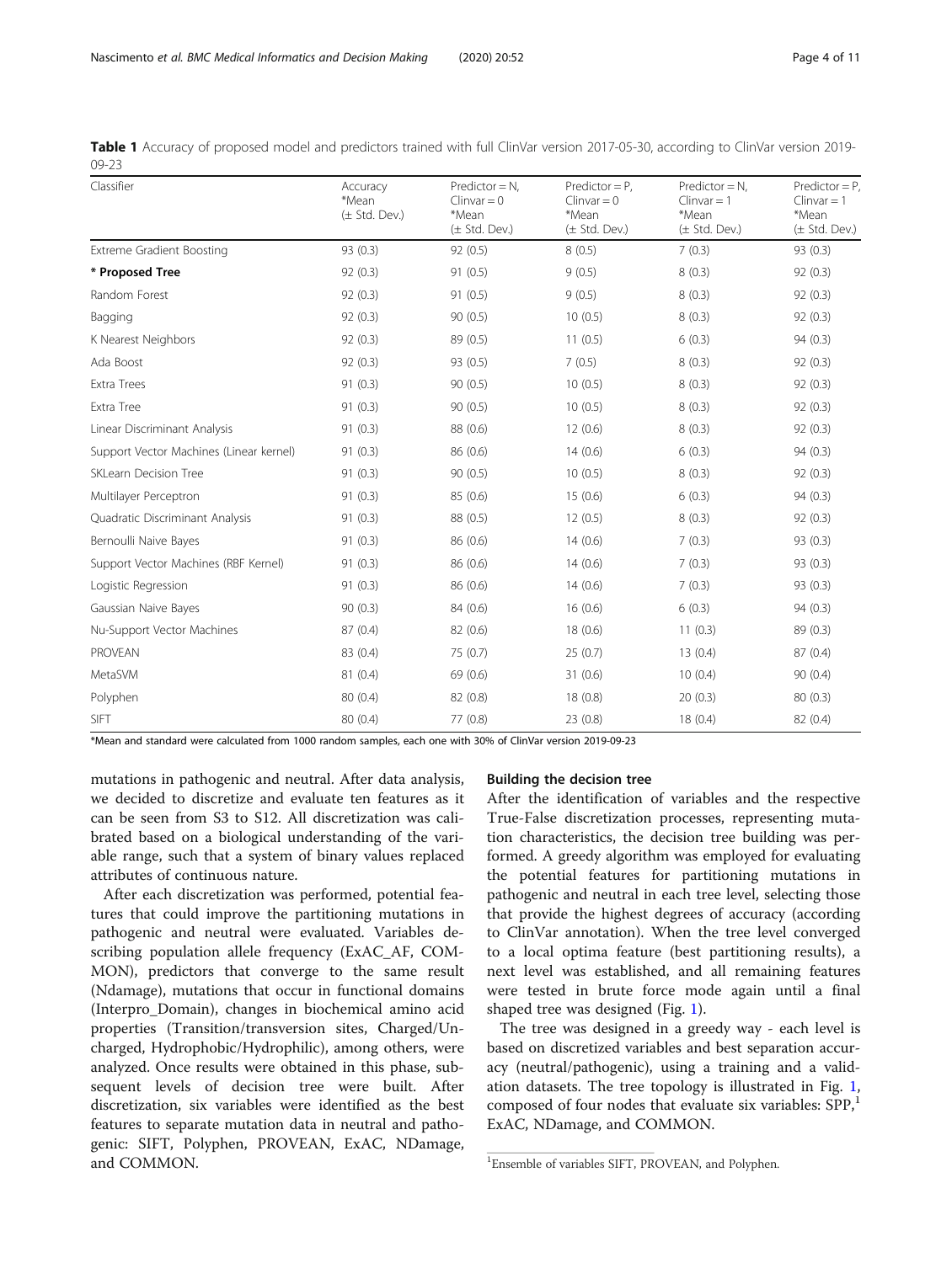**Table 1** Accuracy of proposed model and predictors trained with full ClinVar version 2017-05-30, according to ClinVar version 2019-09-23

| Classifier | Accuracy *Mean (± Std. Dev.) | Predictor = N, Clinvar = 0 *Mean (± Std. Dev.) | Predictor = P, Clinvar = 0 *Mean (± Std. Dev.) | Predictor = N, Clinvar = 1 *Mean (± Std. Dev.) | Predictor = P, Clinvar = 1 *Mean (± Std. Dev.) |
|---|---|---|---|---|---|
| Extreme Gradient Boosting | 93 (0.3) | 92 (0.5) | 8 (0.5) | 7 (0.3) | 93 (0.3) |
| **\* Proposed Tree** | 92 (0.3) | 91 (0.5) | 9 (0.5) | 8 (0.3) | 92 (0.3) |
| Random Forest | 92 (0.3) | 91 (0.5) | 9 (0.5) | 8 (0.3) | 92 (0.3) |
| Bagging | 92 (0.3) | 90 (0.5) | 10 (0.5) | 8 (0.3) | 92 (0.3) |
| K Nearest Neighbors | 92 (0.3) | 89 (0.5) | 11 (0.5) | 6 (0.3) | 94 (0.3) |
| Ada Boost | 92 (0.3) | 93 (0.5) | 7 (0.5) | 8 (0.3) | 92 (0.3) |
| Extra Trees | 91 (0.3) | 90 (0.5) | 10 (0.5) | 8 (0.3) | 92 (0.3) |
| Extra Tree | 91 (0.3) | 90 (0.5) | 10 (0.5) | 8 (0.3) | 92 (0.3) |
| Linear Discriminant Analysis | 91 (0.3) | 88 (0.6) | 12 (0.6) | 8 (0.3) | 92 (0.3) |
| Support Vector Machines (Linear kernel) | 91 (0.3) | 86 (0.6) | 14 (0.6) | 6 (0.3) | 94 (0.3) |
| SKLearn Decision Tree | 91 (0.3) | 90 (0.5) | 10 (0.5) | 8 (0.3) | 92 (0.3) |
| Multilayer Perceptron | 91 (0.3) | 85 (0.6) | 15 (0.6) | 6 (0.3) | 94 (0.3) |
| Quadratic Discriminant Analysis | 91 (0.3) | 88 (0.5) | 12 (0.5) | 8 (0.3) | 92 (0.3) |
| Bernoulli Naive Bayes | 91 (0.3) | 86 (0.6) | 14 (0.6) | 7 (0.3) | 93 (0.3) |
| Support Vector Machines (RBF Kernel) | 91 (0.3) | 86 (0.6) | 14 (0.6) | 7 (0.3) | 93 (0.3) |
| Logistic Regression | 91 (0.3) | 86 (0.6) | 14 (0.6) | 7 (0.3) | 93 (0.3) |
| Gaussian Naive Bayes | 90 (0.3) | 84 (0.6) | 16 (0.6) | 6 (0.3) | 94 (0.3) |
| Nu-Support Vector Machines | 87 (0.4) | 82 (0.6) | 18 (0.6) | 11 (0.3) | 89 (0.3) |
| PROVEAN | 83 (0.4) | 75 (0.7) | 25 (0.7) | 13 (0.4) | 87 (0.4) |
| MetaSVM | 81 (0.4) | 69 (0.6) | 31 (0.6) | 10 (0.4) | 90 (0.4) |
| Polyphen | 80 (0.4) | 82 (0.8) | 18 (0.8) | 20 (0.3) | 80 (0.3) |
| SIFT | 80 (0.4) | 77 (0.8) | 23 (0.8) | 18 (0.4) | 82 (0.4) |

*Mean and standard were calculated from 1000 random samples, each one with 30% of ClinVar version 2019-09-23

mutations in pathogenic and neutral. After data analysis, we decided to discretize and evaluate ten features as it can be seen from S3 to S12. All discretization was calibrated based on a biological understanding of the variable range, such that a system of binary values replaced attributes of continuous nature.

After each discretization was performed, potential features that could improve the partitioning mutations in pathogenic and neutral were evaluated. Variables describing population allele frequency (ExAC_AF, COMMON), predictors that converge to the same result (Ndamage), mutations that occur in functional domains (Interpro_Domain), changes in biochemical amino acid properties (Transition/transversion sites, Charged/Uncharged, Hydrophobic/Hydrophilic), among others, were analyzed. Once results were obtained in this phase, subsequent levels of decision tree were built. After discretization, six variables were identified as the best features to separate mutation data in neutral and pathogenic: SIFT, Polyphen, PROVEAN, ExAC, NDamage, and COMMON.

### Building the decision tree

After the identification of variables and the respective True-False discretization processes, representing mutation characteristics, the decision tree building was performed. A greedy algorithm was employed for evaluating the potential features for partitioning mutations in pathogenic and neutral in each tree level, selecting those that provide the highest degrees of accuracy (according to ClinVar annotation). When the tree level converged to a local optima feature (best partitioning results), a next level was established, and all remaining features were tested in brute force mode again until a final shaped tree was designed (Fig. 1).

The tree was designed in a greedy way - each level is based on discretized variables and best separation accuracy (neutral/pathogenic), using a training and a validation datasets. The tree topology is illustrated in Fig. 1, composed of four nodes that evaluate six variables: SPP,[1] ExAC, NDamage, and COMMON.

[1]Ensemble of variables SIFT, PROVEAN, and Polyphen.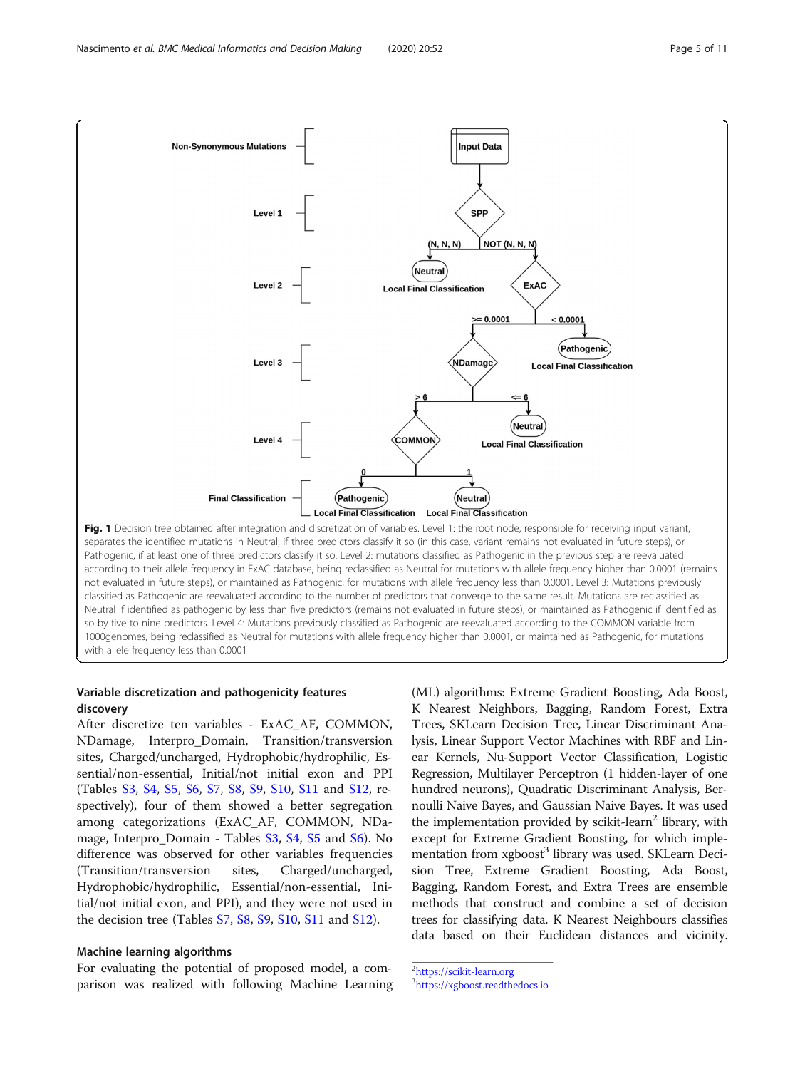**Fig. 1** Decision tree obtained after integration and discretization of variables. Level 1: the root node, responsible for receiving input variant, separates the identified mutations in Neutral, if three predictors classify it so (in this case, variant remains not evaluated in future steps), or Pathogenic, if at least one of three predictors classify it so. Level 2: mutations classified as Pathogenic in the previous step are reevaluated according to their allele frequency in ExAC database, being reclassified as Neutral for mutations with allele frequency higher than 0.0001 (remains not evaluated in future steps), or maintained as Pathogenic, for mutations with allele frequency less than 0.0001. Level 3: Mutations previously classified as Pathogenic are reevaluated according to the number of predictors that converge to the same result. Mutations are reclassified as Neutral if identified as pathogenic by less than five predictors (remains not evaluated in future steps), or maintained as Pathogenic if identified as so by five to nine predictors. Level 4: Mutations previously classified as Pathogenic are reevaluated according to the COMMON variable from 1000genomes, being reclassified as Neutral for mutations with allele frequency higher than 0.0001, or maintained as Pathogenic, for mutations with allele frequency less than 0.0001

### Variable discretization and pathogenicity features discovery

After discretize ten variables - ExAC_AF, COMMON, NDamage, Interpro_Domain, Transition/transversion sites, Charged/uncharged, Hydrophobic/hydrophilic, Essential/non-essential, Initial/not initial exon and PPI (Tables S3, S4, S5, S6, S7, S8, S9, S10, S11 and S12, respectively), four of them showed a better segregation among categorizations (ExAC_AF, COMMON, NDamage, Interpro_Domain - Tables S3, S4, S5 and S6). No difference was observed for other variables frequencies (Transition/transversion sites, Charged/uncharged, Hydrophobic/hydrophilic, Essential/non-essential, Initial/not initial exon, and PPI), and they were not used in the decision tree (Tables S7, S8, S9, S10, S11 and S12).

### Machine learning algorithms

For evaluating the potential of proposed model, a comparison was realized with following Machine Learning (ML) algorithms: Extreme Gradient Boosting, Ada Boost, K Nearest Neighbors, Bagging, Random Forest, Extra Trees, SKLearn Decision Tree, Linear Discriminant Analysis, Linear Support Vector Machines with RBF and Linear Kernels, Nu-Support Vector Classification, Logistic Regression, Multilayer Perceptron (1 hidden-layer of one hundred neurons), Quadratic Discriminant Analysis, Bernoulli Naive Bayes, and Gaussian Naive Bayes. It was used the implementation provided by scikit-learn[2] library, with except for Extreme Gradient Boosting, for which implementation from xgboost[3] library was used. SKLearn Decision Tree, Extreme Gradient Boosting, Ada Boost, Bagging, Random Forest, and Extra Trees are ensemble methods that construct and combine a set of decision trees for classifying data. K Nearest Neighbours classifies data based on their Euclidean distances and vicinity.

[2] https://scikit-learn.org
[3] https://xgboost.readthedocs.io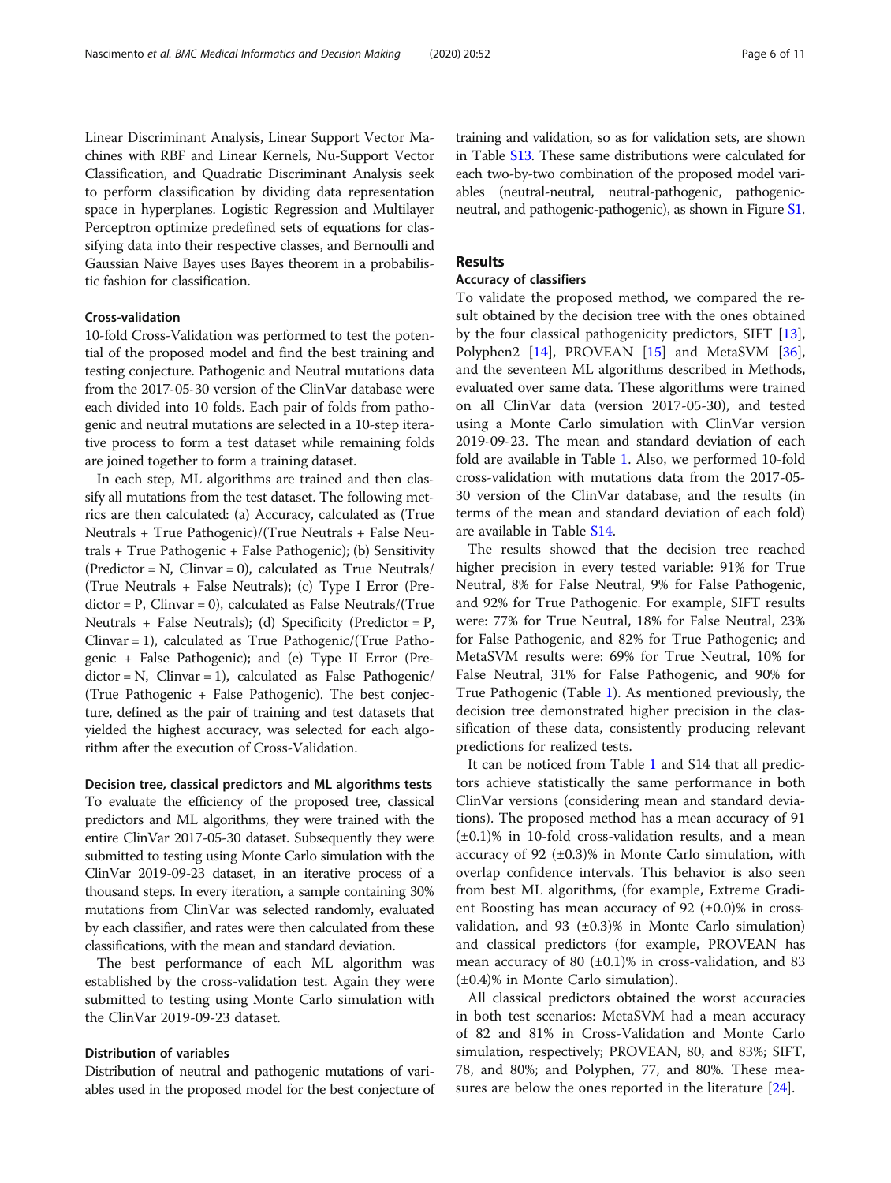Linear Discriminant Analysis, Linear Support Vector Machines with RBF and Linear Kernels, Nu-Support Vector Classification, and Quadratic Discriminant Analysis seek to perform classification by dividing data representation space in hyperplanes. Logistic Regression and Multilayer Perceptron optimize predefined sets of equations for classifying data into their respective classes, and Bernoulli and Gaussian Naive Bayes uses Bayes theorem in a probabilistic fashion for classification.

### Cross-validation

10-fold Cross-Validation was performed to test the potential of the proposed model and find the best training and testing conjecture. Pathogenic and Neutral mutations data from the 2017-05-30 version of the ClinVar database were each divided into 10 folds. Each pair of folds from pathogenic and neutral mutations are selected in a 10-step iterative process to form a test dataset while remaining folds are joined together to form a training dataset.

In each step, ML algorithms are trained and then classify all mutations from the test dataset. The following metrics are then calculated: (a) Accuracy, calculated as (True Neutrals + True Pathogenic)/(True Neutrals + False Neutrals + True Pathogenic + False Pathogenic); (b) Sensitivity (Predictor = N, Clinvar = 0), calculated as True Neutrals/(True Neutrals + False Neutrals); (c) Type I Error (Predictor = P, Clinvar = 0), calculated as False Neutrals/(True Neutrals + False Neutrals); (d) Specificity (Predictor = P, Clinvar = 1), calculated as True Pathogenic/(True Pathogenic + False Pathogenic); and (e) Type II Error (Predictor = N, Clinvar = 1), calculated as False Pathogenic/(True Pathogenic + False Pathogenic). The best conjecture, defined as the pair of training and test datasets that yielded the highest accuracy, was selected for each algorithm after the execution of Cross-Validation.

### Decision tree, classical predictors and ML algorithms tests

To evaluate the efficiency of the proposed tree, classical predictors and ML algorithms, they were trained with the entire ClinVar 2017-05-30 dataset. Subsequently they were submitted to testing using Monte Carlo simulation with the ClinVar 2019-09-23 dataset, in an iterative process of a thousand steps. In every iteration, a sample containing 30% mutations from ClinVar was selected randomly, evaluated by each classifier, and rates were then calculated from these classifications, with the mean and standard deviation.

The best performance of each ML algorithm was established by the cross-validation test. Again they were submitted to testing using Monte Carlo simulation with the ClinVar 2019-09-23 dataset.

### Distribution of variables

Distribution of neutral and pathogenic mutations of variables used in the proposed model for the best conjecture of training and validation, so as for validation sets, are shown in Table S13. These same distributions were calculated for each two-by-two combination of the proposed model variables (neutral-neutral, neutral-pathogenic, pathogenic-neutral, and pathogenic-pathogenic), as shown in Figure S1.

## Results

### Accuracy of classifiers

To validate the proposed method, we compared the result obtained by the decision tree with the ones obtained by the four classical pathogenicity predictors, SIFT [13], Polyphen2 [14], PROVEAN [15] and MetaSVM [36], and the seventeen ML algorithms described in Methods, evaluated over same data. These algorithms were trained on all ClinVar data (version 2017-05-30), and tested using a Monte Carlo simulation with ClinVar version 2019-09-23. The mean and standard deviation of each fold are available in Table 1. Also, we performed 10-fold cross-validation with mutations data from the 2017-05-30 version of the ClinVar database, and the results (in terms of the mean and standard deviation of each fold) are available in Table S14.

The results showed that the decision tree reached higher precision in every tested variable: 91% for True Neutral, 8% for False Neutral, 9% for False Pathogenic, and 92% for True Pathogenic. For example, SIFT results were: 77% for True Neutral, 18% for False Neutral, 23% for False Pathogenic, and 82% for True Pathogenic; and MetaSVM results were: 69% for True Neutral, 10% for False Neutral, 31% for False Pathogenic, and 90% for True Pathogenic (Table 1). As mentioned previously, the decision tree demonstrated higher precision in the classification of these data, consistently producing relevant predictions for realized tests.

It can be noticed from Table 1 and S14 that all predictors achieve statistically the same performance in both ClinVar versions (considering mean and standard deviations). The proposed method has a mean accuracy of 91 (±0.1)% in 10-fold cross-validation results, and a mean accuracy of 92 (±0.3)% in Monte Carlo simulation, with overlap confidence intervals. This behavior is also seen from best ML algorithms, (for example, Extreme Gradient Boosting has mean accuracy of 92 (±0.0)% in cross-validation, and 93 (±0.3)% in Monte Carlo simulation) and classical predictors (for example, PROVEAN has mean accuracy of 80 (±0.1)% in cross-validation, and 83 (±0.4)% in Monte Carlo simulation).

All classical predictors obtained the worst accuracies in both test scenarios: MetaSVM had a mean accuracy of 82 and 81% in Cross-Validation and Monte Carlo simulation, respectively; PROVEAN, 80, and 83%; SIFT, 78, and 80%; and Polyphen, 77, and 80%. These measures are below the ones reported in the literature [24].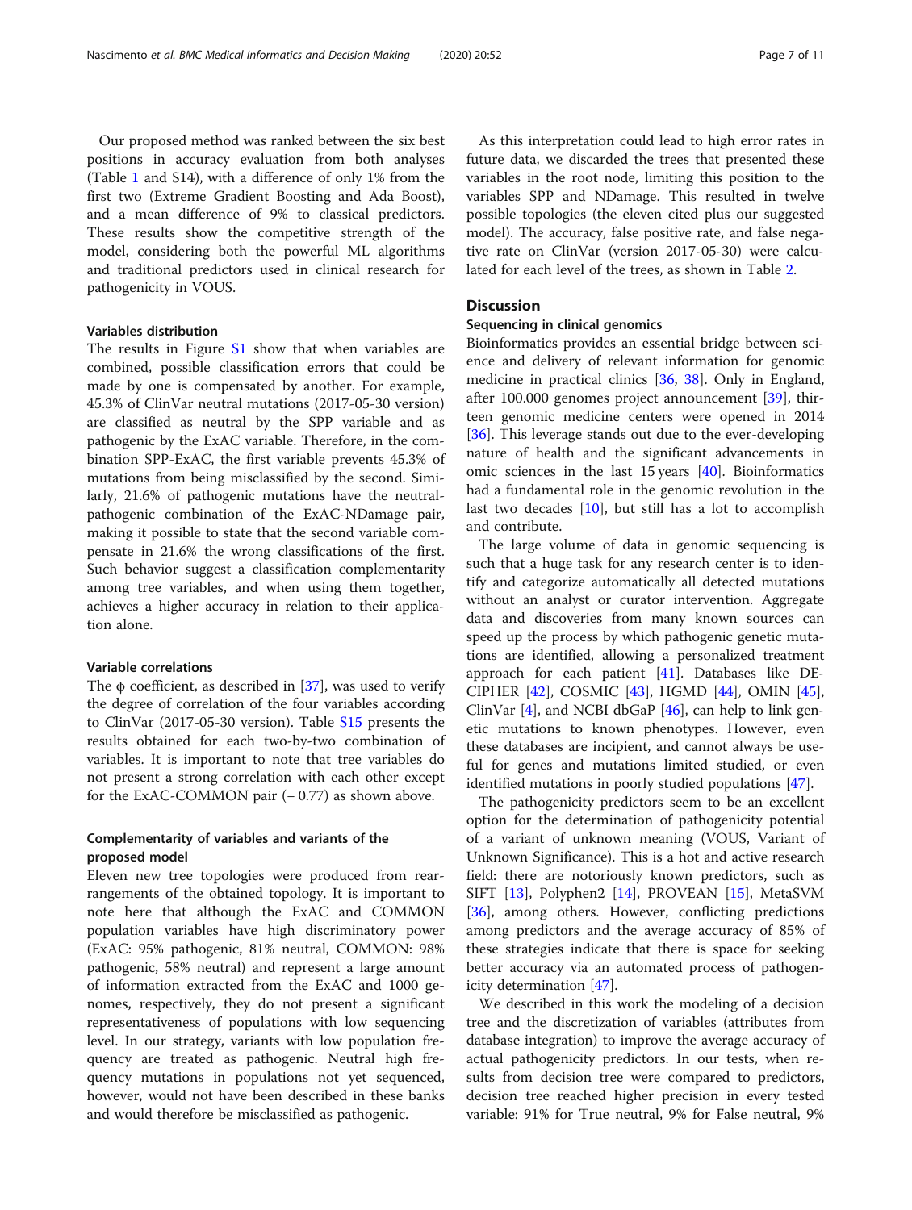Our proposed method was ranked between the six best positions in accuracy evaluation from both analyses (Table 1 and S14), with a difference of only 1% from the first two (Extreme Gradient Boosting and Ada Boost), and a mean difference of 9% to classical predictors. These results show the competitive strength of the model, considering both the powerful ML algorithms and traditional predictors used in clinical research for pathogenicity in VOUS.

### Variables distribution

The results in Figure S1 show that when variables are combined, possible classification errors that could be made by one is compensated by another. For example, 45.3% of ClinVar neutral mutations (2017-05-30 version) are classified as neutral by the SPP variable and as pathogenic by the ExAC variable. Therefore, in the combination SPP-ExAC, the first variable prevents 45.3% of mutations from being misclassified by the second. Similarly, 21.6% of pathogenic mutations have the neutral-pathogenic combination of the ExAC-NDamage pair, making it possible to state that the second variable compensate in 21.6% the wrong classifications of the first. Such behavior suggest a classification complementarity among tree variables, and when using them together, achieves a higher accuracy in relation to their application alone.

### Variable correlations

The φ coefficient, as described in [37], was used to verify the degree of correlation of the four variables according to ClinVar (2017-05-30 version). Table S15 presents the results obtained for each two-by-two combination of variables. It is important to note that tree variables do not present a strong correlation with each other except for the ExAC-COMMON pair (− 0.77) as shown above.

### Complementarity of variables and variants of the proposed model

Eleven new tree topologies were produced from rearrangements of the obtained topology. It is important to note here that although the ExAC and COMMON population variables have high discriminatory power (ExAC: 95% pathogenic, 81% neutral, COMMON: 98% pathogenic, 58% neutral) and represent a large amount of information extracted from the ExAC and 1000 genomes, respectively, they do not present a significant representativeness of populations with low sequencing level. In our strategy, variants with low population frequency are treated as pathogenic. Neutral high frequency mutations in populations not yet sequenced, however, would not have been described in these banks and would therefore be misclassified as pathogenic.

As this interpretation could lead to high error rates in future data, we discarded the trees that presented these variables in the root node, limiting this position to the variables SPP and NDamage. This resulted in twelve possible topologies (the eleven cited plus our suggested model). The accuracy, false positive rate, and false negative rate on ClinVar (version 2017-05-30) were calculated for each level of the trees, as shown in Table 2.

## Discussion

### Sequencing in clinical genomics

Bioinformatics provides an essential bridge between science and delivery of relevant information for genomic medicine in practical clinics [36, 38]. Only in England, after 100.000 genomes project announcement [39], thirteen genomic medicine centers were opened in 2014 [36]. This leverage stands out due to the ever-developing nature of health and the significant advancements in omic sciences in the last 15 years [40]. Bioinformatics had a fundamental role in the genomic revolution in the last two decades [10], but still has a lot to accomplish and contribute.

The large volume of data in genomic sequencing is such that a huge task for any research center is to identify and categorize automatically all detected mutations without an analyst or curator intervention. Aggregate data and discoveries from many known sources can speed up the process by which pathogenic genetic mutations are identified, allowing a personalized treatment approach for each patient [41]. Databases like DECIPHER [42], COSMIC [43], HGMD [44], OMIN [45], ClinVar [4], and NCBI dbGaP [46], can help to link genetic mutations to known phenotypes. However, even these databases are incipient, and cannot always be useful for genes and mutations limited studied, or even identified mutations in poorly studied populations [47].

The pathogenicity predictors seem to be an excellent option for the determination of pathogenicity potential of a variant of unknown meaning (VOUS, Variant of Unknown Significance). This is a hot and active research field: there are notoriously known predictors, such as SIFT [13], Polyphen2 [14], PROVEAN [15], MetaSVM [36], among others. However, conflicting predictions among predictors and the average accuracy of 85% of these strategies indicate that there is space for seeking better accuracy via an automated process of pathogenicity determination [47].

We described in this work the modeling of a decision tree and the discretization of variables (attributes from database integration) to improve the average accuracy of actual pathogenicity predictors. In our tests, when results from decision tree were compared to predictors, decision tree reached higher precision in every tested variable: 91% for True neutral, 9% for False neutral, 9%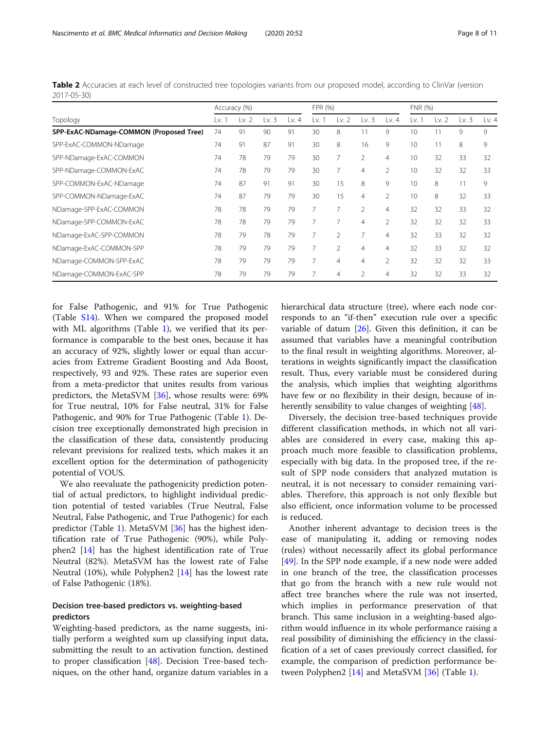**Table 2** Accuracies at each level of constructed tree topologies variants from our proposed model, according to ClinVar (version 2017-05-30)

| Topology | Accuracy (%) | | | | FPR (%) | | | | FNR (%) | | | |
|---|---|---|---|---|---|---|---|---|---|---|---|---|
| | Lv. 1 | Lv. 2 | Lv. 3 | Lv. 4 | Lv. 1 | Lv. 2 | Lv. 3 | Lv. 4 | Lv. 1 | Lv. 2 | Lv. 3 | Lv. 4 |
| **SPP-ExAC-NDamage-COMMON (Proposed Tree)** | 74 | 91 | 90 | 91 | 30 | 8 | 11 | 9 | 10 | 11 | 9 | 9 |
| SPP-ExAC-COMMON-NDamage | 74 | 91 | 87 | 91 | 30 | 8 | 16 | 9 | 10 | 11 | 8 | 9 |
| SPP-NDamage-ExAC-COMMON | 74 | 78 | 79 | 79 | 30 | 7 | 2 | 4 | 10 | 32 | 33 | 32 |
| SPP-NDamage-COMMON-ExAC | 74 | 78 | 79 | 79 | 30 | 7 | 4 | 2 | 10 | 32 | 32 | 33 |
| SPP-COMMON-ExAC-NDamage | 74 | 87 | 91 | 91 | 30 | 15 | 8 | 9 | 10 | 8 | 11 | 9 |
| SPP-COMMON-NDamage-ExAC | 74 | 87 | 79 | 79 | 30 | 15 | 4 | 2 | 10 | 8 | 32 | 33 |
| NDamage-SPP-ExAC-COMMON | 78 | 78 | 79 | 79 | 7 | 7 | 2 | 4 | 32 | 32 | 33 | 32 |
| NDamage-SPP-COMMON-ExAC | 78 | 78 | 79 | 79 | 7 | 7 | 4 | 2 | 32 | 32 | 32 | 33 |
| NDamage-ExAC-SPP-COMMON | 78 | 79 | 78 | 79 | 7 | 2 | 7 | 4 | 32 | 33 | 32 | 32 |
| NDamage-ExAC-COMMON-SPP | 78 | 79 | 79 | 79 | 7 | 2 | 4 | 4 | 32 | 33 | 32 | 32 |
| NDamage-COMMON-SPP-ExAC | 78 | 79 | 79 | 79 | 7 | 4 | 4 | 2 | 32 | 32 | 32 | 33 |
| NDamage-COMMON-ExAC-SPP | 78 | 79 | 79 | 79 | 7 | 4 | 2 | 4 | 32 | 32 | 33 | 32 |

for False Pathogenic, and 91% for True Pathogenic (Table S14). When we compared the proposed model with ML algorithms (Table 1), we verified that its performance is comparable to the best ones, because it has an accuracy of 92%, slightly lower or equal than accuracies from Extreme Gradient Boosting and Ada Boost, respectively, 93 and 92%. These rates are superior even from a meta-predictor that unites results from various predictors, the MetaSVM [36], whose results were: 69% for True neutral, 10% for False neutral, 31% for False Pathogenic, and 90% for True Pathogenic (Table 1). Decision tree exceptionally demonstrated high precision in the classification of these data, consistently producing relevant previsions for realized tests, which makes it an excellent option for the determination of pathogenicity potential of VOUS.

We also reevaluate the pathogenicity prediction potential of actual predictors, to highlight individual prediction potential of tested variables (True Neutral, False Neutral, False Pathogenic, and True Pathogenic) for each predictor (Table 1). MetaSVM [36] has the highest identification rate of True Pathogenic (90%), while Polyphen2 [14] has the highest identification rate of True Neutral (82%). MetaSVM has the lowest rate of False Neutral (10%), while Polyphen2 [14] has the lowest rate of False Pathogenic (18%).

## Decision tree-based predictors vs. weighting-based predictors

Weighting-based predictors, as the name suggests, initially perform a weighted sum up classifying input data, submitting the result to an activation function, destined to proper classification [48]. Decision Tree-based techniques, on the other hand, organize datum variables in a hierarchical data structure (tree), where each node corresponds to an "if-then" execution rule over a specific variable of datum [26]. Given this definition, it can be assumed that variables have a meaningful contribution to the final result in weighting algorithms. Moreover, alterations in weights significantly impact the classification result. Thus, every variable must be considered during the analysis, which implies that weighting algorithms have few or no flexibility in their design, because of inherently sensibility to value changes of weighting [48].

Diversely, the decision tree-based techniques provide different classification methods, in which not all variables are considered in every case, making this approach much more feasible to classification problems, especially with big data. In the proposed tree, if the result of SPP node considers that analyzed mutation is neutral, it is not necessary to consider remaining variables. Therefore, this approach is not only flexible but also efficient, once information volume to be processed is reduced.

Another inherent advantage to decision trees is the ease of manipulating it, adding or removing nodes (rules) without necessarily affect its global performance [49]. In the SPP node example, if a new node were added in one branch of the tree, the classification processes that go from the branch with a new rule would not affect tree branches where the rule was not inserted, which implies in performance preservation of that branch. This same inclusion in a weighting-based algorithm would influence in its whole performance raising a real possibility of diminishing the efficiency in the classification of a set of cases previously correct classified, for example, the comparison of prediction performance between Polyphen2 [14] and MetaSVM [36] (Table 1).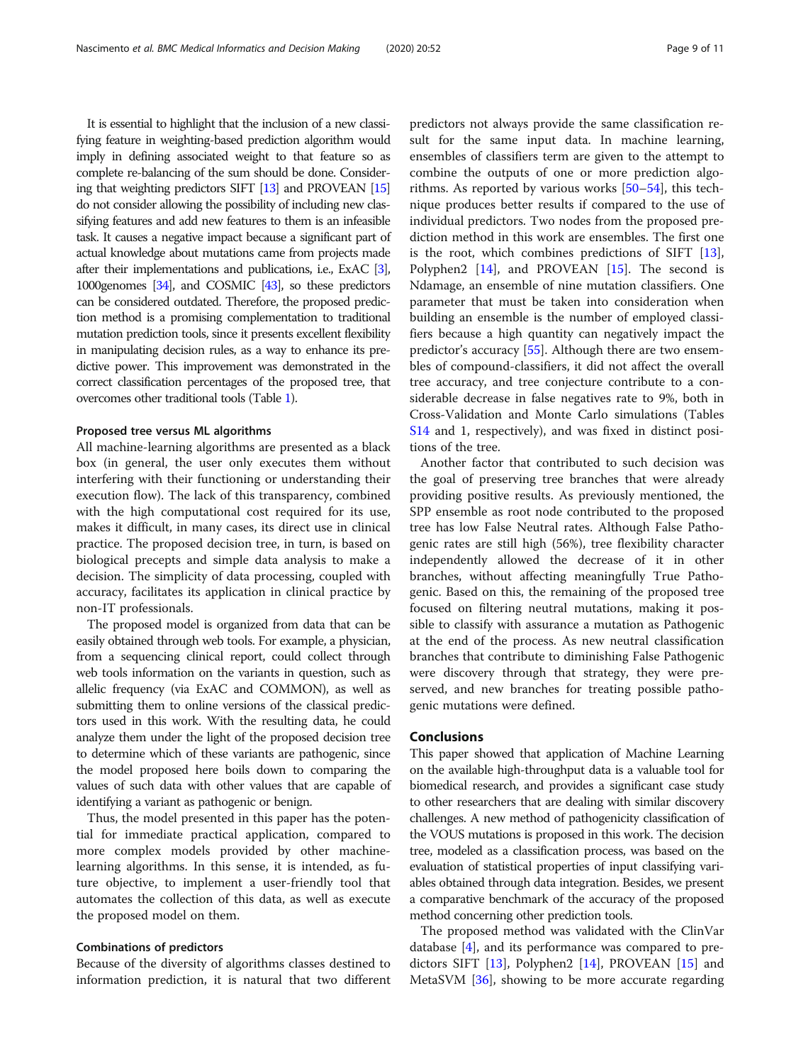It is essential to highlight that the inclusion of a new classifying feature in weighting-based prediction algorithm would imply in defining associated weight to that feature so as complete re-balancing of the sum should be done. Considering that weighting predictors SIFT [13] and PROVEAN [15] do not consider allowing the possibility of including new classifying features and add new features to them is an infeasible task. It causes a negative impact because a significant part of actual knowledge about mutations came from projects made after their implementations and publications, i.e., ExAC [3], 1000genomes [34], and COSMIC [43], so these predictors can be considered outdated. Therefore, the proposed prediction method is a promising complementation to traditional mutation prediction tools, since it presents excellent flexibility in manipulating decision rules, as a way to enhance its predictive power. This improvement was demonstrated in the correct classification percentages of the proposed tree, that overcomes other traditional tools (Table 1).

### Proposed tree versus ML algorithms

All machine-learning algorithms are presented as a black box (in general, the user only executes them without interfering with their functioning or understanding their execution flow). The lack of this transparency, combined with the high computational cost required for its use, makes it difficult, in many cases, its direct use in clinical practice. The proposed decision tree, in turn, is based on biological precepts and simple data analysis to make a decision. The simplicity of data processing, coupled with accuracy, facilitates its application in clinical practice by non-IT professionals.

The proposed model is organized from data that can be easily obtained through web tools. For example, a physician, from a sequencing clinical report, could collect through web tools information on the variants in question, such as allelic frequency (via ExAC and COMMON), as well as submitting them to online versions of the classical predictors used in this work. With the resulting data, he could analyze them under the light of the proposed decision tree to determine which of these variants are pathogenic, since the model proposed here boils down to comparing the values of such data with other values that are capable of identifying a variant as pathogenic or benign.

Thus, the model presented in this paper has the potential for immediate practical application, compared to more complex models provided by other machine-learning algorithms. In this sense, it is intended, as future objective, to implement a user-friendly tool that automates the collection of this data, as well as execute the proposed model on them.

### Combinations of predictors

Because of the diversity of algorithms classes destined to information prediction, it is natural that two different predictors not always provide the same classification result for the same input data. In machine learning, ensembles of classifiers term are given to the attempt to combine the outputs of one or more prediction algorithms. As reported by various works [50–54], this technique produces better results if compared to the use of individual predictors. Two nodes from the proposed prediction method in this work are ensembles. The first one is the root, which combines predictions of SIFT [13], Polyphen2 [14], and PROVEAN [15]. The second is Ndamage, an ensemble of nine mutation classifiers. One parameter that must be taken into consideration when building an ensemble is the number of employed classifiers because a high quantity can negatively impact the predictor's accuracy [55]. Although there are two ensembles of compound-classifiers, it did not affect the overall tree accuracy, and tree conjecture contribute to a considerable decrease in false negatives rate to 9%, both in Cross-Validation and Monte Carlo simulations (Tables S14 and 1, respectively), and was fixed in distinct positions of the tree.

Another factor that contributed to such decision was the goal of preserving tree branches that were already providing positive results. As previously mentioned, the SPP ensemble as root node contributed to the proposed tree has low False Neutral rates. Although False Pathogenic rates are still high (56%), tree flexibility character independently allowed the decrease of it in other branches, without affecting meaningfully True Pathogenic. Based on this, the remaining of the proposed tree focused on filtering neutral mutations, making it possible to classify with assurance a mutation as Pathogenic at the end of the process. As new neutral classification branches that contribute to diminishing False Pathogenic were discovery through that strategy, they were preserved, and new branches for treating possible pathogenic mutations were defined.

## Conclusions

This paper showed that application of Machine Learning on the available high-throughput data is a valuable tool for biomedical research, and provides a significant case study to other researchers that are dealing with similar discovery challenges. A new method of pathogenicity classification of the VOUS mutations is proposed in this work. The decision tree, modeled as a classification process, was based on the evaluation of statistical properties of input classifying variables obtained through data integration. Besides, we present a comparative benchmark of the accuracy of the proposed method concerning other prediction tools.

The proposed method was validated with the ClinVar database [4], and its performance was compared to predictors SIFT [13], Polyphen2 [14], PROVEAN [15] and MetaSVM [36], showing to be more accurate regarding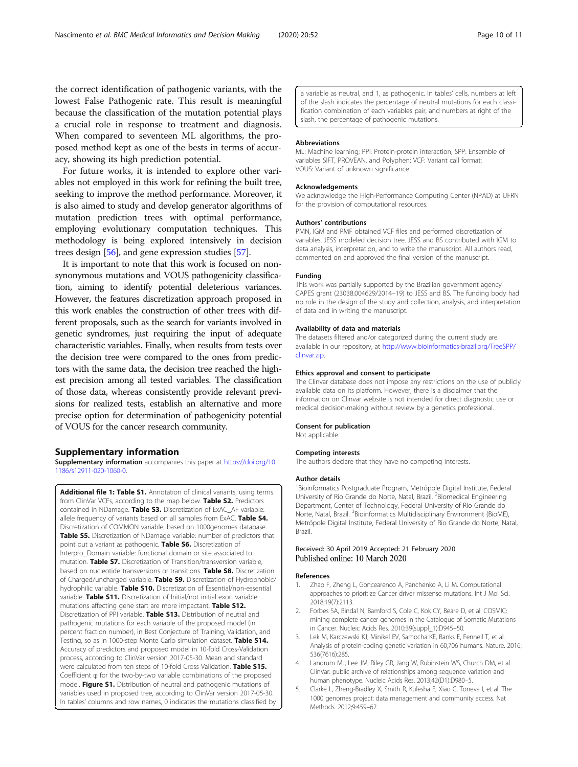the correct identification of pathogenic variants, with the lowest False Pathogenic rate. This result is meaningful because the classification of the mutation potential plays a crucial role in response to treatment and diagnosis. When compared to seventeen ML algorithms, the proposed method kept as one of the bests in terms of accuracy, showing its high prediction potential.

For future works, it is intended to explore other variables not employed in this work for refining the built tree, seeking to improve the method performance. Moreover, it is also aimed to study and develop generator algorithms of mutation prediction trees with optimal performance, employing evolutionary computation techniques. This methodology is being explored intensively in decision trees design [56], and gene expression studies [57].

It is important to note that this work is focused on non-synonymous mutations and VOUS pathogenicity classification, aiming to identify potential deleterious variances. However, the features discretization approach proposed in this work enables the construction of other trees with different proposals, such as the search for variants involved in genetic syndromes, just requiring the input of adequate characteristic variables. Finally, when results from tests over the decision tree were compared to the ones from predictors with the same data, the decision tree reached the highest precision among all tested variables. The classification of those data, whereas consistently provide relevant previsions for realized tests, establish an alternative and more precise option for determination of pathogenicity potential of VOUS for the cancer research community.

## Supplementary information

**Supplementary information** accompanies this paper at https://doi.org/10.1186/s12911-020-1060-0.

**Additional file 1: Table S1.** Annotation of clinical variants, using terms from ClinVar VCFs, according to the map below. **Table S2.** Predictors contained in NDamage. **Table S3.** Discretization of ExAC_AF variable: allele frequency of variants based on all samples from ExAC. **Table S4.** Discretization of COMMON variable, based on 1000genomes database. **Table S5.** Discretization of NDamage variable: number of predictors that point out a variant as pathogenic. **Table S6.** Discretization of Interpro_Domain variable: functional domain or site associated to mutation. **Table S7.** Discretization of Transition/transversion variable, based on nucleotide transversions or transitions. **Table S8.** Discretization of Charged/uncharged variable. **Table S9.** Discretization of Hydrophobic/hydrophilic variable. **Table S10.** Discretization of Essential/non-essential variable. **Table S11.** Discretization of Initial/not initial exon variable: mutations affecting gene start are more impactant. **Table S12.** Discretization of PPI variable. **Table S13.** Distribution of neutral and pathogenic mutations for each variable of the proposed model (in percent fraction number), in Best Conjecture of Training, Validation, and Testing, so as in 1000-step Monte Carlo simulation dataset. **Table S14.** Accuracy of predictors and proposed model in 10-fold Cross-Validation process, according to ClinVar version 2017-05-30. Mean and standard were calculated from ten steps of 10-fold Cross Validation. **Table S15.** Coefficient φ for the two-by-two variable combinations of the proposed model. **Figure S1.** Distribution of neutral and pathogenic mutations of variables used in proposed tree, according to ClinVar version 2017-05-30. In tables' columns and row names, 0 indicates the mutations classified by a variable as neutral, and 1, as pathogenic. In tables' cells, numbers at left of the slash indicates the percentage of neutral mutations for each classification combination of each variables pair, and numbers at right of the slash, the percentage of pathogenic mutations.

### Abbreviations

ML: Machine learning; PPI: Protein-protein interaction; SPP: Ensemble of variables SIFT, PROVEAN, and Polyphen; VCF: Variant call format; VOUS: Variant of unknown significance

### Acknowledgements

We acknowledge the High-Performance Computing Center (NPAD) at UFRN for the provision of computational resources.

### Authors' contributions

PMN, IGM and RMF obtained VCF files and performed discretization of variables. JESS modeled decision tree. JESS and BS contributed with IGM to data analysis, interpretation, and to write the manuscript. All authors read, commented on and approved the final version of the manuscript.

### Funding

This work was partially supported by the Brazilian government agency CAPES grant (23038.004629/2014–19) to JESS and BS. The funding body had no role in the design of the study and collection, analysis, and interpretation of data and in writing the manuscript.

### Availability of data and materials

The datasets filtered and/or categorized during the current study are available in our repository, at http://www.bioinformatics-brazil.org/TreeSPP/clinvar.zip.

### Ethics approval and consent to participate

The Clinvar database does not impose any restrictions on the use of publicly available data on its platform. However, there is a disclaimer that the information on Clinvar website is not intended for direct diagnostic use or medical decision-making without review by a genetics professional.

### Consent for publication

Not applicable.

### Competing interests

The authors declare that they have no competing interests.

### Author details

[1]Bioinformatics Postgraduate Program, Metrópole Digital Institute, Federal University of Rio Grande do Norte, Natal, Brazil. [2]Biomedical Engineering Department, Center of Technology, Federal University of Rio Grande do Norte, Natal, Brazil. [3]Bioinformatics Multidisciplinary Environment (BioME), Metrópole Digital Institute, Federal University of Rio Grande do Norte, Natal, Brazil.

Received: 30 April 2019 Accepted: 21 February 2020
Published online: 10 March 2020

### References

1. Zhao F, Zheng L, Goncearenco A, Panchenko A, Li M. Computational approaches to prioritize Cancer driver missense mutations. Int J Mol Sci. 2018;19(7):2113.
2. Forbes SA, Bindal N, Bamford S, Cole C, Kok CY, Beare D, et al. COSMIC: mining complete cancer genomes in the Catalogue of Somatic Mutations in Cancer. Nucleic Acids Res. 2010;39(suppl_1):D945–50.
3. Lek M, Karczewski KJ, Minikel EV, Samocha KE, Banks E, Fennell T, et al. Analysis of protein-coding genetic variation in 60,706 humans. Nature. 2016;536(7616):285.
4. Landrum MJ, Lee JM, Riley GR, Jang W, Rubinstein WS, Church DM, et al. ClinVar: public archive of relationships among sequence variation and human phenotype. Nucleic Acids Res. 2013;42(D1):D980–5.
5. Clarke L, Zheng-Bradley X, Smith R, Kulesha E, Xiao C, Toneva I, et al. The 1000 genomes project: data management and community access. Nat Methods. 2012;9:459–62.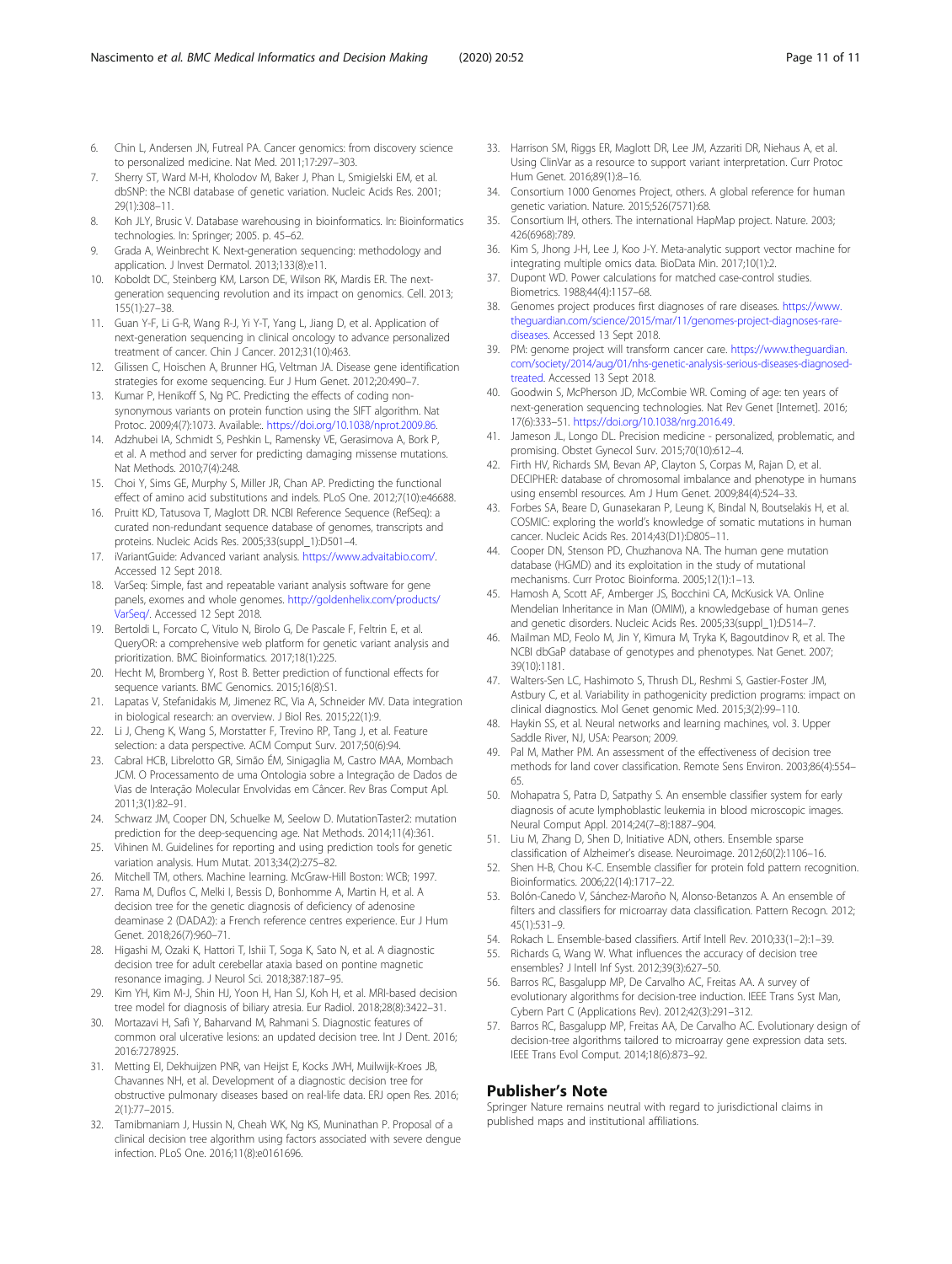6. Chin L, Andersen JN, Futreal PA. Cancer genomics: from discovery science to personalized medicine. Nat Med. 2011;17:297–303.
7. Sherry ST, Ward M-H, Kholodov M, Baker J, Phan L, Smigielski EM, et al. dbSNP: the NCBI database of genetic variation. Nucleic Acids Res. 2001; 29(1):308–11.
8. Koh JLY, Brusic V. Database warehousing in bioinformatics. In: Bioinformatics technologies. In: Springer; 2005. p. 45–62.
9. Grada A, Weinbrecht K. Next-generation sequencing: methodology and application. J Invest Dermatol. 2013;133(8):e11.
10. Koboldt DC, Steinberg KM, Larson DE, Wilson RK, Mardis ER. The next-generation sequencing revolution and its impact on genomics. Cell. 2013; 155(1):27–38.
11. Guan Y-F, Li G-R, Wang R-J, Yi Y-T, Yang L, Jiang D, et al. Application of next-generation sequencing in clinical oncology to advance personalized treatment of cancer. Chin J Cancer. 2012;31(10):463.
12. Gilissen C, Hoischen A, Brunner HG, Veltman JA. Disease gene identification strategies for exome sequencing. Eur J Hum Genet. 2012;20:490–7.
13. Kumar P, Henikoff S, Ng PC. Predicting the effects of coding non-synonymous variants on protein function using the SIFT algorithm. Nat Protoc. 2009;4(7):1073. Available:. https://doi.org/10.1038/nprot.2009.86.
14. Adzhubei IA, Schmidt S, Peshkin L, Ramensky VE, Gerasimova A, Bork P, et al. A method and server for predicting damaging missense mutations. Nat Methods. 2010;7(4):248.
15. Choi Y, Sims GE, Murphy S, Miller JR, Chan AP. Predicting the functional effect of amino acid substitutions and indels. PLoS One. 2012;7(10):e46688.
16. Pruitt KD, Tatusova T, Maglott DR. NCBI Reference Sequence (RefSeq): a curated non-redundant sequence database of genomes, transcripts and proteins. Nucleic Acids Res. 2005;33(suppl_1):D501–4.
17. iVariantGuide: Advanced variant analysis. https://www.advaitabio.com/. Accessed 12 Sept 2018.
18. VarSeq: Simple, fast and repeatable variant analysis software for gene panels, exomes and whole genomes. http://goldenhelix.com/products/VarSeq/. Accessed 12 Sept 2018.
19. Bertoldi L, Forcato C, Vitulo N, Birolo G, De Pascale F, Feltrin E, et al. QueryOR: a comprehensive web platform for genetic variant analysis and prioritization. BMC Bioinformatics. 2017;18(1):225.
20. Hecht M, Bromberg Y, Rost B. Better prediction of functional effects for sequence variants. BMC Genomics. 2015;16(8):S1.
21. Lapatas V, Stefanidakis M, Jimenez RC, Via A, Schneider MV. Data integration in biological research: an overview. J Biol Res. 2015;22(1):9.
22. Li J, Cheng K, Wang S, Morstatter F, Trevino RP, Tang J, et al. Feature selection: a data perspective. ACM Comput Surv. 2017;50(6):94.
23. Cabral HCB, Librelotto GR, Simão ÉM, Sinigaglia M, Castro MAA, Mombach JCM. O Processamento de uma Ontologia sobre a Integração de Dados de Vias de Interação Molecular Envolvidas em Câncer. Rev Bras Comput Apl. 2011;3(1):82–91.
24. Schwarz JM, Cooper DN, Schuelke M, Seelow D. MutationTaster2: mutation prediction for the deep-sequencing age. Nat Methods. 2014;11(4):361.
25. Vihinen M. Guidelines for reporting and using prediction tools for genetic variation analysis. Hum Mutat. 2013;34(2):275–82.
26. Mitchell TM, others. Machine learning. McGraw-Hill Boston: WCB; 1997.
27. Rama M, Duflos C, Melki I, Bessis D, Bonhomme A, Martin H, et al. A decision tree for the genetic diagnosis of deficiency of adenosine deaminase 2 (DADA2): a French reference centres experience. Eur J Hum Genet. 2018;26(7):960–71.
28. Higashi M, Ozaki K, Hattori T, Ishii T, Soga K, Sato N, et al. A diagnostic decision tree for adult cerebellar ataxia based on pontine magnetic resonance imaging. J Neurol Sci. 2018;387:187–95.
29. Kim YH, Kim M-J, Shin HJ, Yoon H, Han SJ, Koh H, et al. MRI-based decision tree model for diagnosis of biliary atresia. Eur Radiol. 2018;28(8):3422–31.
30. Mortazavi H, Safi Y, Baharvand M, Rahmani S. Diagnostic features of common oral ulcerative lesions: an updated decision tree. Int J Dent. 2016; 2016:7278925.
31. Metting EI, Dekhuijzen PNR, van Heijst E, Kocks JWH, Muilwijk-Kroes JB, Chavannes NH, et al. Development of a diagnostic decision tree for obstructive pulmonary diseases based on real-life data. ERJ open Res. 2016; 2(1):77–2015.
32. Tamibmaniam J, Hussin N, Cheah WK, Ng KS, Muninathan P. Proposal of a clinical decision tree algorithm using factors associated with severe dengue infection. PLoS One. 2016;11(8):e0161696.
33. Harrison SM, Riggs ER, Maglott DR, Lee JM, Azzariti DR, Niehaus A, et al. Using ClinVar as a resource to support variant interpretation. Curr Protoc Hum Genet. 2016;89(1):8–16.
34. Consortium 1000 Genomes Project, others. A global reference for human genetic variation. Nature. 2015;526(7571):68.
35. Consortium IH, others. The international HapMap project. Nature. 2003; 426(6968):789.
36. Kim S, Jhong J-H, Lee J, Koo J-Y. Meta-analytic support vector machine for integrating multiple omics data. BioData Min. 2017;10(1):2.
37. Dupont WD. Power calculations for matched case-control studies. Biometrics. 1988;44(4):1157–68.
38. Genomes project produces first diagnoses of rare diseases. https://www.theguardian.com/science/2015/mar/11/genomes-project-diagnoses-rare-diseases. Accessed 13 Sept 2018.
39. PM: genome project will transform cancer care. https://www.theguardian.com/society/2014/aug/01/nhs-genetic-analysis-serious-diseases-diagnosed-treated. Accessed 13 Sept 2018.
40. Goodwin S, McPherson JD, McCombie WR. Coming of age: ten years of next-generation sequencing technologies. Nat Rev Genet [Internet]. 2016; 17(6):333–51. https://doi.org/10.1038/nrg.2016.49.
41. Jameson JL, Longo DL. Precision medicine - personalized, problematic, and promising. Obstet Gynecol Surv. 2015;70(10):612–4.
42. Firth HV, Richards SM, Bevan AP, Clayton S, Corpas M, Rajan D, et al. DECIPHER: database of chromosomal imbalance and phenotype in humans using ensembl resources. Am J Hum Genet. 2009;84(4):524–33.
43. Forbes SA, Beare D, Gunasekaran P, Leung K, Bindal N, Boutselakis H, et al. COSMIC: exploring the world's knowledge of somatic mutations in human cancer. Nucleic Acids Res. 2014;43(D1):D805–11.
44. Cooper DN, Stenson PD, Chuzhanova NA. The human gene mutation database (HGMD) and its exploitation in the study of mutational mechanisms. Curr Protoc Bioinforma. 2005;12(1):1–13.
45. Hamosh A, Scott AF, Amberger JS, Bocchini CA, McKusick VA. Online Mendelian Inheritance in Man (OMIM), a knowledgebase of human genes and genetic disorders. Nucleic Acids Res. 2005;33(suppl_1):D514–7.
46. Mailman MD, Feolo M, Jin Y, Kimura M, Tryka K, Bagoutdinov R, et al. The NCBI dbGaP database of genotypes and phenotypes. Nat Genet. 2007; 39(10):1181.
47. Walters-Sen LC, Hashimoto S, Thrush DL, Reshmi S, Gastier-Foster JM, Astbury C, et al. Variability in pathogenicity prediction programs: impact on clinical diagnostics. Mol Genet genomic Med. 2015;3(2):99–110.
48. Haykin SS, et al. Neural networks and learning machines, vol. 3. Upper Saddle River, NJ, USA: Pearson; 2009.
49. Pal M, Mather PM. An assessment of the effectiveness of decision tree methods for land cover classification. Remote Sens Environ. 2003;86(4):554–65.
50. Mohapatra S, Patra D, Satpathy S. An ensemble classifier system for early diagnosis of acute lymphoblastic leukemia in blood microscopic images. Neural Comput Appl. 2014;24(7–8):1887–904.
51. Liu M, Zhang D, Shen D, Initiative ADN, others. Ensemble sparse classification of Alzheimer's disease. Neuroimage. 2012;60(2):1106–16.
52. Shen H-B, Chou K-C. Ensemble classifier for protein fold pattern recognition. Bioinformatics. 2006;22(14):1717–22.
53. Bolón-Canedo V, Sánchez-Maroño N, Alonso-Betanzos A. An ensemble of filters and classifiers for microarray data classification. Pattern Recogn. 2012; 45(1):531–9.
54. Rokach L. Ensemble-based classifiers. Artif Intell Rev. 2010;33(1–2):1–39.
55. Richards G, Wang W. What influences the accuracy of decision tree ensembles? J Intell Inf Syst. 2012;39(3):627–50.
56. Barros RC, Basgalupp MP, De Carvalho AC, Freitas AA. A survey of evolutionary algorithms for decision-tree induction. IEEE Trans Syst Man, Cybern Part C (Applications Rev). 2012;42(3):291–312.
57. Barros RC, Basgalupp MP, Freitas AA, De Carvalho AC. Evolutionary design of decision-tree algorithms tailored to microarray gene expression data sets. IEEE Trans Evol Comput. 2014;18(6):873–92.

## Publisher's Note

Springer Nature remains neutral with regard to jurisdictional claims in published maps and institutional affiliations.